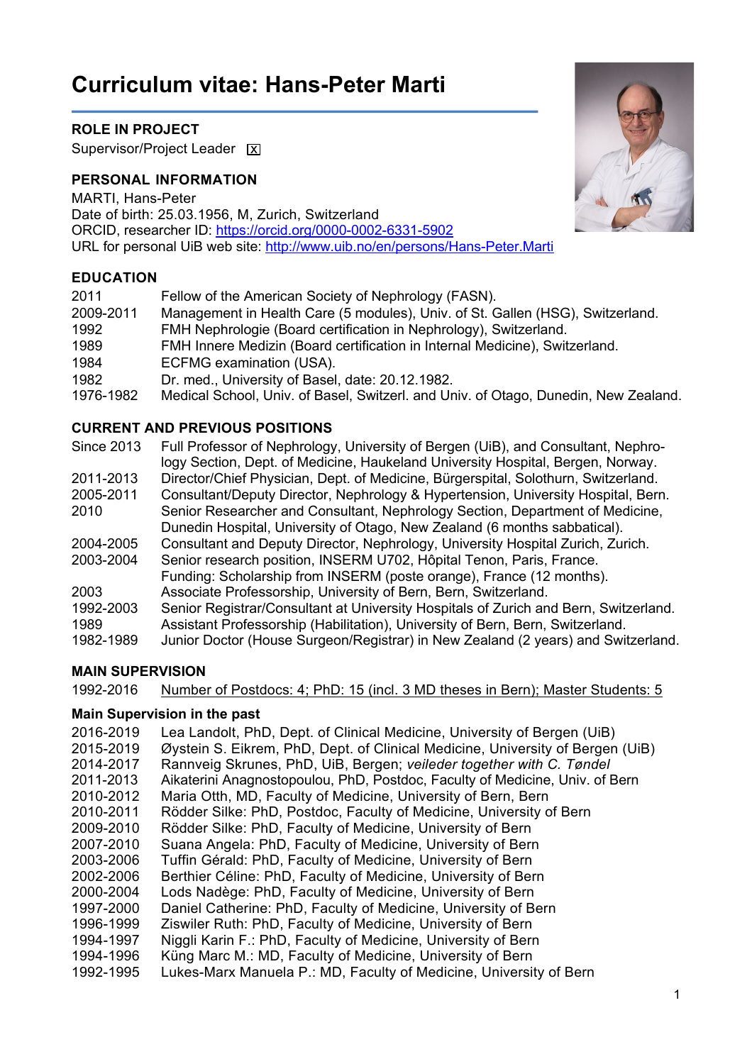# Curriculum vitae: Hans-Peter Marti

## ROLE IN PROJECT

Supervisor/Project Leader [X]

## PERSONAL INFORMATION

MARTI, Hans-Peter
Date of birth: 25.03.1956, M, Zurich, Switzerland
ORCID, researcher ID: https://orcid.org/0000-0002-6331-5902
URL for personal UiB web site: http://www.uib.no/en/persons/Hans-Peter.Marti

## EDUCATION

| | |
|---|---|
| 2011 | Fellow of the American Society of Nephrology (FASN). |
| 2009-2011 | Management in Health Care (5 modules), Univ. of St. Gallen (HSG), Switzerland. |
| 1992 | FMH Nephrologie (Board certification in Nephrology), Switzerland. |
| 1989 | FMH Innere Medizin (Board certification in Internal Medicine), Switzerland. |
| 1984 | ECFMG examination (USA). |
| 1982 | Dr. med., University of Basel, date: 20.12.1982. |
| 1976-1982 | Medical School, Univ. of Basel, Switzerl. and Univ. of Otago, Dunedin, New Zealand. |

## CURRENT AND PREVIOUS POSITIONS

| | |
|---|---|
| Since 2013 | Full Professor of Nephrology, University of Bergen (UiB), and Consultant, Nephrology Section, Dept. of Medicine, Haukeland University Hospital, Bergen, Norway. |
| 2011-2013 | Director/Chief Physician, Dept. of Medicine, Bürgerspital, Solothurn, Switzerland. |
| 2005-2011 | Consultant/Deputy Director, Nephrology & Hypertension, University Hospital, Bern. |
| 2010 | Senior Researcher and Consultant, Nephrology Section, Department of Medicine, Dunedin Hospital, University of Otago, New Zealand (6 months sabbatical). |
| 2004-2005 | Consultant and Deputy Director, Nephrology, University Hospital Zurich, Zurich. |
| 2003-2004 | Senior research position, INSERM U702, Hôpital Tenon, Paris, France. Funding: Scholarship from INSERM (poste orange), France (12 months). |
| 2003 | Associate Professorship, University of Bern, Bern, Switzerland. |
| 1992-2003 | Senior Registrar/Consultant at University Hospitals of Zurich and Bern, Switzerland. |
| 1989 | Assistant Professorship (Habilitation), University of Bern, Bern, Switzerland. |
| 1982-1989 | Junior Doctor (House Surgeon/Registrar) in New Zealand (2 years) and Switzerland. |

## MAIN SUPERVISION

| | |
|---|---|
| 1992-2016 | Number of Postdocs: 4; PhD: 15 (incl. 3 MD theses in Bern); Master Students: 5 |

### Main Supervision in the past

| | |
|---|---|
| 2016-2019 | Lea Landolt, PhD, Dept. of Clinical Medicine, University of Bergen (UiB) |
| 2015-2019 | Øystein S. Eikrem, PhD, Dept. of Clinical Medicine, University of Bergen (UiB) |
| 2014-2017 | Rannveig Skrunes, PhD, UiB, Bergen; *veileder together with C. Tøndel* |
| 2011-2013 | Aikaterini Anagnostopoulou, PhD, Postdoc, Faculty of Medicine, Univ. of Bern |
| 2010-2012 | Maria Otth, MD, Faculty of Medicine, University of Bern, Bern |
| 2010-2011 | Rödder Silke: PhD, Postdoc, Faculty of Medicine, University of Bern |
| 2009-2010 | Rödder Silke: PhD, Faculty of Medicine, University of Bern |
| 2007-2010 | Suana Angela: PhD, Faculty of Medicine, University of Bern |
| 2003-2006 | Tuffin Gérald: PhD, Faculty of Medicine, University of Bern |
| 2002-2006 | Berthier Céline: PhD, Faculty of Medicine, University of Bern |
| 2000-2004 | Lods Nadège: PhD, Faculty of Medicine, University of Bern |
| 1997-2000 | Daniel Catherine: PhD, Faculty of Medicine, University of Bern |
| 1996-1999 | Ziswiler Ruth: PhD, Faculty of Medicine, University of Bern |
| 1994-1997 | Niggli Karin F.: PhD, Faculty of Medicine, University of Bern |
| 1994-1996 | Küng Marc M.: MD, Faculty of Medicine, University of Bern |
| 1992-1995 | Lukes-Marx Manuela P.: MD, Faculty of Medicine, University of Bern |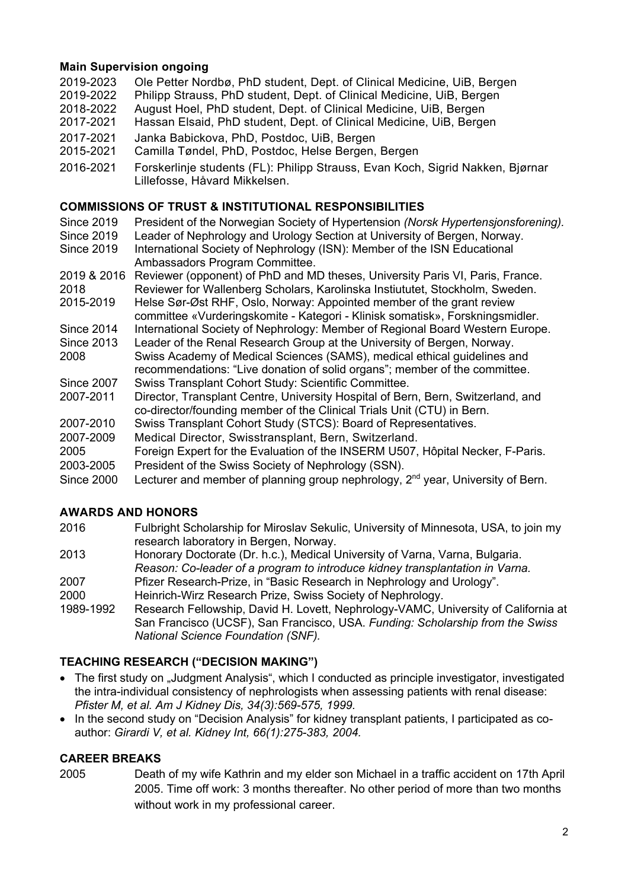**Main Supervision ongoing**

2019-2023 Ole Petter Nordbø, PhD student, Dept. of Clinical Medicine, UiB, Bergen
2019-2022 Philipp Strauss, PhD student, Dept. of Clinical Medicine, UiB, Bergen
2018-2022 August Hoel, PhD student, Dept. of Clinical Medicine, UiB, Bergen
2017-2021 Hassan Elsaid, PhD student, Dept. of Clinical Medicine, UiB, Bergen
2017-2021 Janka Babickova, PhD, Postdoc, UiB, Bergen
2015-2021 Camilla Tøndel, PhD, Postdoc, Helse Bergen, Bergen
2016-2021 Forskerlinje students (FL): Philipp Strauss, Evan Koch, Sigrid Nakken, Bjørnar Lillefosse, Håvard Mikkelsen.

## COMMISSIONS OF TRUST & INSTITUTIONAL RESPONSIBILITIES

Since 2019 President of the Norwegian Society of Hypertension *(Norsk Hypertensjonsforening).*
Since 2019 Leader of Nephrology and Urology Section at University of Bergen, Norway.
Since 2019 International Society of Nephrology (ISN): Member of the ISN Educational Ambassadors Program Committee.
2019 & 2016 Reviewer (opponent) of PhD and MD theses, University Paris VI, Paris, France.
2018 Reviewer for Wallenberg Scholars, Karolinska Instiututet, Stockholm, Sweden.
2015-2019 Helse Sør-Øst RHF, Oslo, Norway: Appointed member of the grant review committee «Vurderingskomite - Kategori - Klinisk somatisk», Forskningsmidler.
Since 2014 International Society of Nephrology: Member of Regional Board Western Europe.
Since 2013 Leader of the Renal Research Group at the University of Bergen, Norway.
2008 Swiss Academy of Medical Sciences (SAMS), medical ethical guidelines and recommendations: "Live donation of solid organs"; member of the committee.
Since 2007 Swiss Transplant Cohort Study: Scientific Committee.
2007-2011 Director, Transplant Centre, University Hospital of Bern, Bern, Switzerland, and co-director/founding member of the Clinical Trials Unit (CTU) in Bern.
2007-2010 Swiss Transplant Cohort Study (STCS): Board of Representatives.
2007-2009 Medical Director, Swisstransplant, Bern, Switzerland.
2005 Foreign Expert for the Evaluation of the INSERM U507, Hôpital Necker, F-Paris.
2003-2005 President of the Swiss Society of Nephrology (SSN).
Since 2000 Lecturer and member of planning group nephrology, 2nd year, University of Bern.

## AWARDS AND HONORS

2016 Fulbright Scholarship for Miroslav Sekulic, University of Minnesota, USA, to join my research laboratory in Bergen, Norway.
2013 Honorary Doctorate (Dr. h.c.), Medical University of Varna, Varna, Bulgaria. *Reason: Co-leader of a program to introduce kidney transplantation in Varna.*
2007 Pfizer Research-Prize, in "Basic Research in Nephrology and Urology".
2000 Heinrich-Wirz Research Prize, Swiss Society of Nephrology.
1989-1992 Research Fellowship, David H. Lovett, Nephrology-VAMC, University of California at San Francisco (UCSF), San Francisco, USA. *Funding: Scholarship from the Swiss National Science Foundation (SNF).*

## TEACHING RESEARCH ("DECISION MAKING")

- The first study on „Judgment Analysis", which I conducted as principle investigator, investigated the intra-individual consistency of nephrologists when assessing patients with renal disease: *Pfister M, et al. Am J Kidney Dis, 34(3):569-575, 1999.*
- In the second study on "Decision Analysis" for kidney transplant patients, I participated as co-author: *Girardi V, et al. Kidney Int, 66(1):275-383, 2004.*

## CAREER BREAKS

2005 Death of my wife Kathrin and my elder son Michael in a traffic accident on 17th April 2005. Time off work: 3 months thereafter. No other period of more than two months without work in my professional career.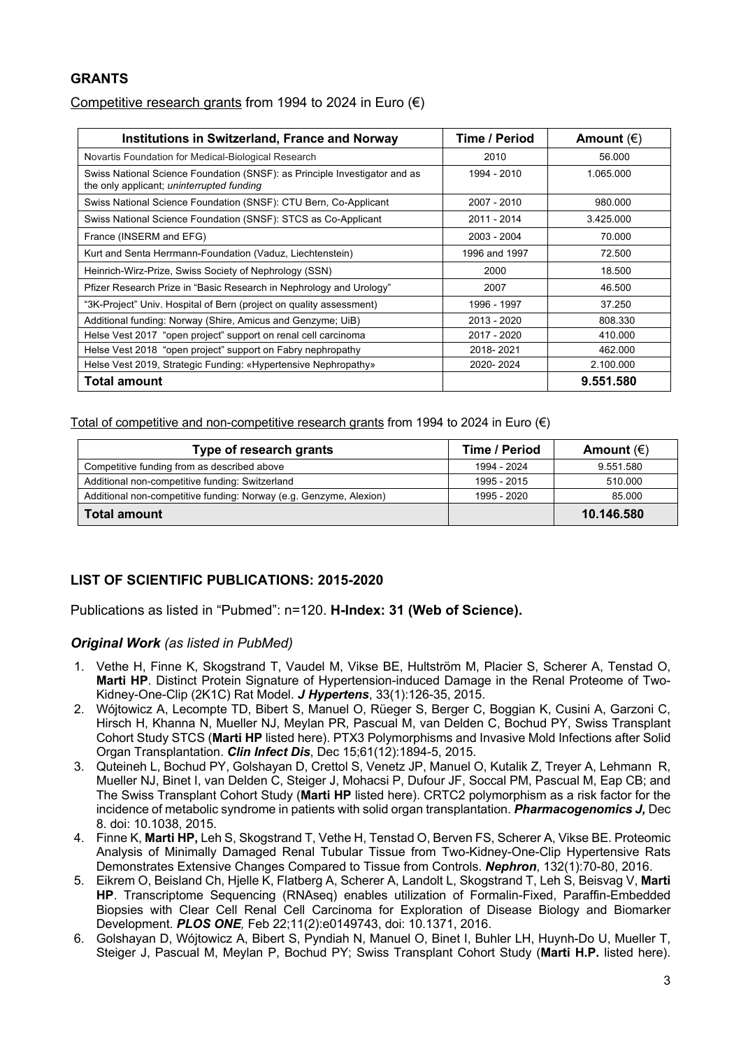## GRANTS

Competitive research grants from 1994 to 2024 in Euro (€)

| Institutions in Switzerland, France and Norway | Time / Period | Amount (€) |
| --- | --- | --- |
| Novartis Foundation for Medical-Biological Research | 2010 | 56.000 |
| Swiss National Science Foundation (SNSF): as Principle Investigator and as the only applicant; *uninterrupted funding* | 1994 - 2010 | 1.065.000 |
| Swiss National Science Foundation (SNSF): CTU Bern, Co-Applicant | 2007 - 2010 | 980.000 |
| Swiss National Science Foundation (SNSF): STCS as Co-Applicant | 2011 - 2014 | 3.425.000 |
| France (INSERM and EFG) | 2003 - 2004 | 70.000 |
| Kurt and Senta Herrmann-Foundation (Vaduz, Liechtenstein) | 1996 and 1997 | 72.500 |
| Heinrich-Wirz-Prize, Swiss Society of Nephrology (SSN) | 2000 | 18.500 |
| Pfizer Research Prize in "Basic Research in Nephrology and Urology" | 2007 | 46.500 |
| "3K-Project" Univ. Hospital of Bern (project on quality assessment) | 1996 - 1997 | 37.250 |
| Additional funding: Norway (Shire, Amicus and Genzyme; UiB) | 2013 - 2020 | 808.330 |
| Helse Vest 2017 "open project" support on renal cell carcinoma | 2017 - 2020 | 410.000 |
| Helse Vest 2018 "open project" support on Fabry nephropathy | 2018- 2021 | 462.000 |
| Helse Vest 2019, Strategic Funding: «Hypertensive Nephropathy» | 2020- 2024 | 2.100.000 |
| **Total amount** | | **9.551.580** |

Total of competitive and non-competitive research grants from 1994 to 2024 in Euro (€)

| Type of research grants | Time / Period | Amount (€) |
| --- | --- | --- |
| Competitive funding from as described above | 1994 - 2024 | 9.551.580 |
| Additional non-competitive funding: Switzerland | 1995 - 2015 | 510.000 |
| Additional non-competitive funding: Norway (e.g. Genzyme, Alexion) | 1995 - 2020 | 85.000 |
| **Total amount** | | **10.146.580** |

## LIST OF SCIENTIFIC PUBLICATIONS: 2015-2020

Publications as listed in "Pubmed": n=120. **H-Index: 31 (Web of Science).**

### *Original Work (as listed in PubMed)*

1. Vethe H, Finne K, Skogstrand T, Vaudel M, Vikse BE, Hultström M, Placier S, Scherer A, Tenstad O, **Marti HP**. Distinct Protein Signature of Hypertension-induced Damage in the Renal Proteome of Two-Kidney-One-Clip (2K1C) Rat Model. ***J Hypertens***, 33(1):126-35, 2015.
2. Wójtowicz A, Lecompte TD, Bibert S, Manuel O, Rüeger S, Berger C, Boggian K, Cusini A, Garzoni C, Hirsch H, Khanna N, Mueller NJ, Meylan PR, Pascual M, van Delden C, Bochud PY, Swiss Transplant Cohort Study STCS (**Marti HP** listed here). PTX3 Polymorphisms and Invasive Mold Infections after Solid Organ Transplantation. ***Clin Infect Dis***, Dec 15;61(12):1894-5, 2015.
3. Quteineh L, Bochud PY, Golshayan D, Crettol S, Venetz JP, Manuel O, Kutalik Z, Treyer A, Lehmann R, Mueller NJ, Binet I, van Delden C, Steiger J, Mohacsi P, Dufour JF, Soccal PM, Pascual M, Eap CB; and The Swiss Transplant Cohort Study (**Marti HP** listed here). CRTC2 polymorphism as a risk factor for the incidence of metabolic syndrome in patients with solid organ transplantation. ***Pharmacogenomics J,*** Dec 8. doi: 10.1038, 2015.
4. Finne K, **Marti HP,** Leh S, Skogstrand T, Vethe H, Tenstad O, Berven FS, Scherer A, Vikse BE. Proteomic Analysis of Minimally Damaged Renal Tubular Tissue from Two-Kidney-One-Clip Hypertensive Rats Demonstrates Extensive Changes Compared to Tissue from Controls. ***Nephron***, 132(1):70-80, 2016.
5. Eikrem O, Beisland Ch, Hjelle K, Flatberg A, Scherer A, Landolt L, Skogstrand T, Leh S, Beisvag V, **Marti HP**. Transcriptome Sequencing (RNAseq) enables utilization of Formalin-Fixed, Paraffin-Embedded Biopsies with Clear Cell Renal Cell Carcinoma for Exploration of Disease Biology and Biomarker Development. ***PLOS ONE,*** Feb 22;11(2):e0149743, doi: 10.1371, 2016.
6. Golshayan D, Wójtowicz A, Bibert S, Pyndiah N, Manuel O, Binet I, Buhler LH, Huynh-Do U, Mueller T, Steiger J, Pascual M, Meylan P, Bochud PY; Swiss Transplant Cohort Study (**Marti H.P.** listed here).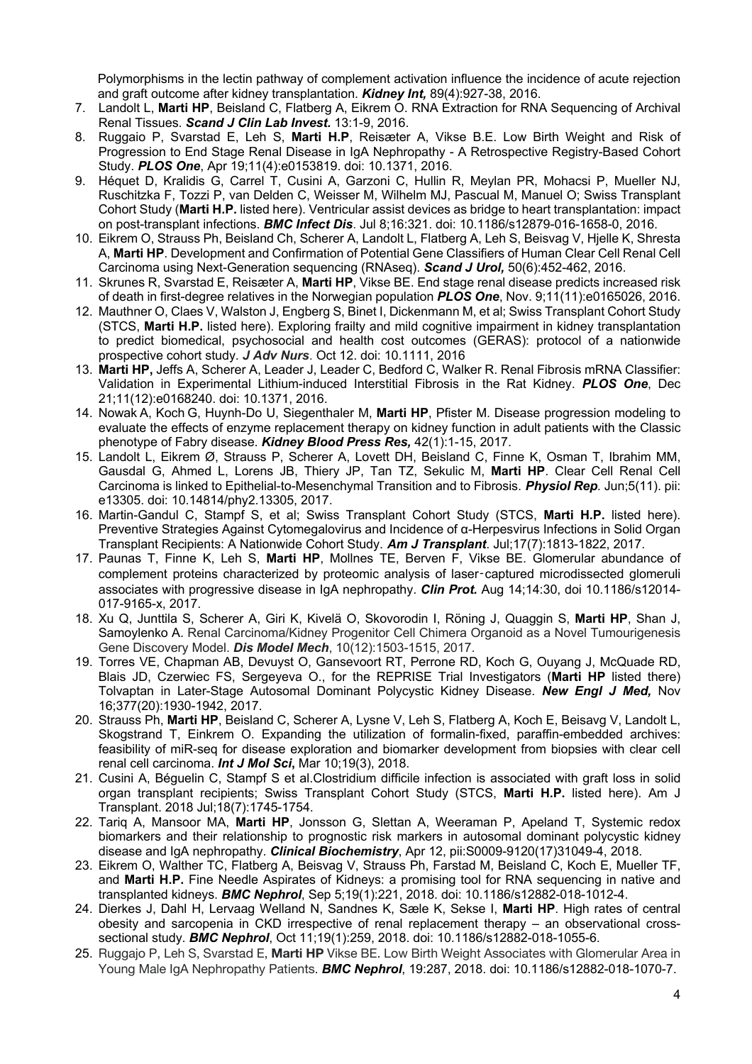Polymorphisms in the lectin pathway of complement activation influence the incidence of acute rejection and graft outcome after kidney transplantation. ***Kidney Int,*** 89(4):927-38, 2016.

7. Landolt L, **Marti HP**, Beisland C, Flatberg A, Eikrem O. RNA Extraction for RNA Sequencing of Archival Renal Tissues. ***Scand J Clin Lab Invest.*** 13:1-9, 2016.
8. Ruggaio P, Svarstad E, Leh S, **Marti H.P**, Reisæter A, Vikse B.E. Low Birth Weight and Risk of Progression to End Stage Renal Disease in IgA Nephropathy - A Retrospective Registry-Based Cohort Study. ***PLOS One***, Apr 19;11(4):e0153819. doi: 10.1371, 2016.
9. Héquet D, Kralidis G, Carrel T, Cusini A, Garzoni C, Hullin R, Meylan PR, Mohacsi P, Mueller NJ, Ruschitzka F, Tozzi P, van Delden C, Weisser M, Wilhelm MJ, Pascual M, Manuel O; Swiss Transplant Cohort Study (**Marti H.P.** listed here). Ventricular assist devices as bridge to heart transplantation: impact on post-transplant infections. ***BMC Infect Dis***. Jul 8;16:321. doi: 10.1186/s12879-016-1658-0, 2016.
10. Eikrem O, Strauss Ph, Beisland Ch, Scherer A, Landolt L, Flatberg A, Leh S, Beisvag V, Hjelle K, Shresta A, **Marti HP**. Development and Confirmation of Potential Gene Classifiers of Human Clear Cell Renal Cell Carcinoma using Next-Generation sequencing (RNAseq). ***Scand J Urol,*** 50(6):452-462, 2016.
11. Skrunes R, Svarstad E, Reisæter A, **Marti HP**, Vikse BE. End stage renal disease predicts increased risk of death in first-degree relatives in the Norwegian population ***PLOS One***, Nov. 9;11(11):e0165026, 2016.
12. Mauthner O, Claes V, Walston J, Engberg S, Binet I, Dickenmann M, et al; Swiss Transplant Cohort Study (STCS, **Marti H.P.** listed here). Exploring frailty and mild cognitive impairment in kidney transplantation to predict biomedical, psychosocial and health cost outcomes (GERAS): protocol of a nationwide prospective cohort study. ***J Adv Nurs***. Oct 12. doi: 10.1111, 2016
13. **Marti HP,** Jeffs A, Scherer A, Leader J, Leader C, Bedford C, Walker R. Renal Fibrosis mRNA Classifier: Validation in Experimental Lithium-induced Interstitial Fibrosis in the Rat Kidney. ***PLOS One***, Dec 21;11(12):e0168240. doi: 10.1371, 2016.
14. Nowak A, Koch G, Huynh-Do U, Siegenthaler M, **Marti HP**, Pfister M. Disease progression modeling to evaluate the effects of enzyme replacement therapy on kidney function in adult patients with the Classic phenotype of Fabry disease. ***Kidney Blood Press Res,*** 42(1):1-15, 2017.
15. Landolt L, Eikrem Ø, Strauss P, Scherer A, Lovett DH, Beisland C, Finne K, Osman T, Ibrahim MM, Gausdal G, Ahmed L, Lorens JB, Thiery JP, Tan TZ, Sekulic M, **Marti HP**. Clear Cell Renal Cell Carcinoma is linked to Epithelial-to-Mesenchymal Transition and to Fibrosis. ***Physiol Rep.*** Jun;5(11). pii: e13305. doi: 10.14814/phy2.13305, 2017.
16. Martin-Gandul C, Stampf S, et al; Swiss Transplant Cohort Study (STCS, **Marti H.P.** listed here). Preventive Strategies Against Cytomegalovirus and Incidence of α-Herpesvirus Infections in Solid Organ Transplant Recipients: A Nationwide Cohort Study. ***Am J Transplant***. Jul;17(7):1813-1822, 2017.
17. Paunas T, Finne K, Leh S, **Marti HP**, Mollnes TE, Berven F, Vikse BE. Glomerular abundance of complement proteins characterized by proteomic analysis of laser‑captured microdissected glomeruli associates with progressive disease in IgA nephropathy. ***Clin Prot.*** Aug 14;14:30, doi 10.1186/s12014-017-9165-x, 2017.
18. Xu Q, Junttila S, Scherer A, Giri K, Kivelä O, Skovorodin I, Röning J, Quaggin S, **Marti HP**, Shan J, Samoylenko A. Renal Carcinoma/Kidney Progenitor Cell Chimera Organoid as a Novel Tumourigenesis Gene Discovery Model. ***Dis Model Mech***, 10(12):1503-1515, 2017.
19. Torres VE, Chapman AB, Devuyst O, Gansevoort RT, Perrone RD, Koch G, Ouyang J, McQuade RD, Blais JD, Czerwiec FS, Sergeyeva O., for the REPRISE Trial Investigators (**Marti HP** listed there) Tolvaptan in Later-Stage Autosomal Dominant Polycystic Kidney Disease. ***New Engl J Med,*** Nov 16;377(20):1930-1942, 2017.
20. Strauss Ph, **Marti HP**, Beisland C, Scherer A, Lysne V, Leh S, Flatberg A, Koch E, Beisavg V, Landolt L, Skogstrand T, Einkrem O. Expanding the utilization of formalin-fixed, paraffin-embedded archives: feasibility of miR-seq for disease exploration and biomarker development from biopsies with clear cell renal cell carcinoma. ***Int J Mol Sci***, Mar 10;19(3), 2018.
21. Cusini A, Béguelin C, Stampf S et al.Clostridium difficile infection is associated with graft loss in solid organ transplant recipients; Swiss Transplant Cohort Study (STCS, **Marti H.P.** listed here). Am J Transplant. 2018 Jul;18(7):1745-1754.
22. Tariq A, Mansoor MA, **Marti HP**, Jonsson G, Slettan A, Weeraman P, Apeland T, Systemic redox biomarkers and their relationship to prognostic risk markers in autosomal dominant polycystic kidney disease and IgA nephropathy. ***Clinical Biochemistry***, Apr 12, pii:S0009-9120(17)31049-4, 2018.
23. Eikrem O, Walther TC, Flatberg A, Beisvag V, Strauss Ph, Farstad M, Beisland C, Koch E, Mueller TF, and **Marti H.P.** Fine Needle Aspirates of Kidneys: a promising tool for RNA sequencing in native and transplanted kidneys. ***BMC Nephrol***, Sep 5;19(1):221, 2018. doi: 10.1186/s12882-018-1012-4.
24. Dierkes J, Dahl H, Lervaag Welland N, Sandnes K, Sæle K, Sekse I, **Marti HP**. High rates of central obesity and sarcopenia in CKD irrespective of renal replacement therapy – an observational cross-sectional study. ***BMC Nephrol***, Oct 11;19(1):259, 2018. doi: 10.1186/s12882-018-1055-6.
25. Ruggajo P, Leh S, Svarstad E, **Marti HP** Vikse BE. Low Birth Weight Associates with Glomerular Area in Young Male IgA Nephropathy Patients. ***BMC Nephrol***, 19:287, 2018. doi: 10.1186/s12882-018-1070-7.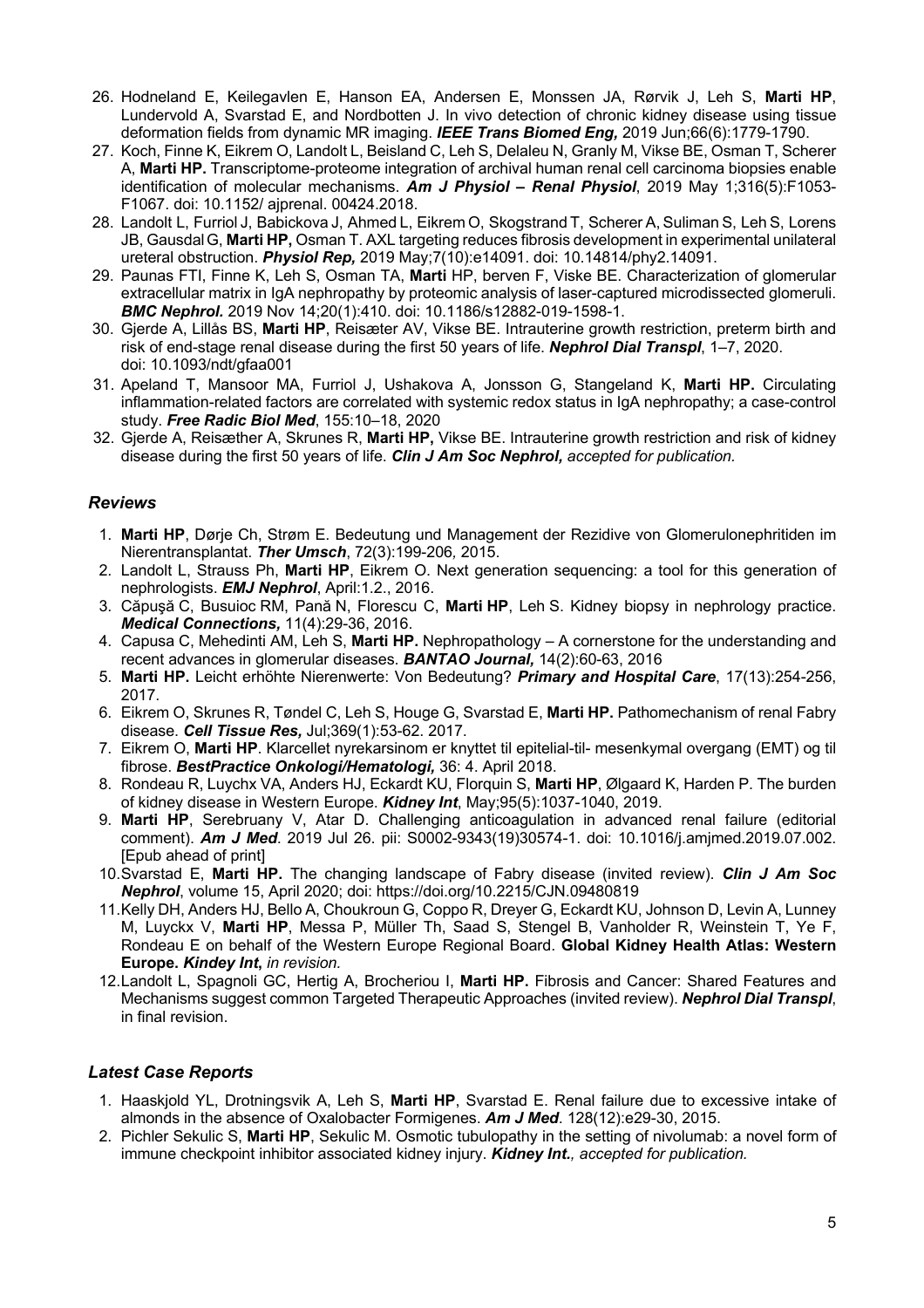26. Hodneland E, Keilegavlen E, Hanson EA, Andersen E, Monssen JA, Rørvik J, Leh S, **Marti HP**, Lundervold A, Svarstad E, and Nordbotten J. In vivo detection of chronic kidney disease using tissue deformation fields from dynamic MR imaging. ***IEEE Trans Biomed Eng,*** 2019 Jun;66(6):1779-1790.
27. Koch, Finne K, Eikrem O, Landolt L, Beisland C, Leh S, Delaleu N, Granly M, Vikse BE, Osman T, Scherer A, **Marti HP.** Transcriptome-proteome integration of archival human renal cell carcinoma biopsies enable identification of molecular mechanisms. ***Am J Physiol – Renal Physiol***, 2019 May 1;316(5):F1053-F1067. doi: 10.1152/ ajprenal. 00424.2018.
28. Landolt L, Furriol J, Babickova J, Ahmed L, Eikrem O, Skogstrand T, Scherer A, Suliman S, Leh S, Lorens JB, Gausdal G, **Marti HP,** Osman T. AXL targeting reduces fibrosis development in experimental unilateral ureteral obstruction. ***Physiol Rep,*** 2019 May;7(10):e14091. doi: 10.14814/phy2.14091.
29. Paunas FTI, Finne K, Leh S, Osman TA, **Marti** HP, berven F, Viske BE. Characterization of glomerular extracellular matrix in IgA nephropathy by proteomic analysis of laser-captured microdissected glomeruli. ***BMC Nephrol.*** 2019 Nov 14;20(1):410. doi: 10.1186/s12882-019-1598-1.
30. Gjerde A, Lillås BS, **Marti HP**, Reisæter AV, Vikse BE. Intrauterine growth restriction, preterm birth and risk of end-stage renal disease during the first 50 years of life. ***Nephrol Dial Transpl***, 1–7, 2020. doi: 10.1093/ndt/gfaa001
31. Apeland T, Mansoor MA, Furriol J, Ushakova A, Jonsson G, Stangeland K, **Marti HP.** Circulating inflammation-related factors are correlated with systemic redox status in IgA nephropathy; a case-control study. ***Free Radic Biol Med***, 155:10–18, 2020
32. Gjerde A, Reisæther A, Skrunes R, **Marti HP,** Vikse BE. Intrauterine growth restriction and risk of kidney disease during the first 50 years of life. ***Clin J Am Soc Nephrol,*** *accepted for publication.*

## *Reviews*

1. **Marti HP**, Dørje Ch, Strøm E. Bedeutung und Management der Rezidive von Glomerulonephritiden im Nierentransplantat. ***Ther Umsch***, 72(3):199-206*,* 2015.
2. Landolt L, Strauss Ph, **Marti HP**, Eikrem O. Next generation sequencing: a tool for this generation of nephrologists. ***EMJ Nephrol***, April:1.2., 2016.
3. Căpuşă C, Busuioc RM, Pană N, Florescu C, **Marti HP**, Leh S. Kidney biopsy in nephrology practice. ***Medical Connections,*** 11(4):29-36, 2016.
4. Capusa C, Mehedinti AM, Leh S, **Marti HP.** Nephropathology – A cornerstone for the understanding and recent advances in glomerular diseases. ***BANTAO Journal,*** 14(2):60-63, 2016
5. **Marti HP.** Leicht erhöhte Nierenwerte: Von Bedeutung? ***Primary and Hospital Care***, 17(13):254-256, 2017.
6. Eikrem O, Skrunes R, Tøndel C, Leh S, Houge G, Svarstad E, **Marti HP.** Pathomechanism of renal Fabry disease. ***Cell Tissue Res,*** Jul;369(1):53-62. 2017.
7. Eikrem O, **Marti HP**. Klarcellet nyrekarsinom er knyttet til epitelial-til- mesenkymal overgang (EMT) og til fibrose. ***BestPractice Onkologi/Hematologi,*** 36: 4. April 2018.
8. Rondeau R, Luychx VA, Anders HJ, Eckardt KU, Florquin S, **Marti HP**, Ølgaard K, Harden P. The burden of kidney disease in Western Europe. ***Kidney Int***, May;95(5):1037-1040, 2019.
9. **Marti HP**, Serebruany V, Atar D. Challenging anticoagulation in advanced renal failure (editorial comment). ***Am J Med***. 2019 Jul 26. pii: S0002-9343(19)30574-1. doi: 10.1016/j.amjmed.2019.07.002. [Epub ahead of print]
10. Svarstad E, **Marti HP.** The changing landscape of Fabry disease (invited review). ***Clin J Am Soc Nephrol***, volume 15, April 2020; doi: https://doi.org/10.2215/CJN.09480819
11. Kelly DH, Anders HJ, Bello A, Choukroun G, Coppo R, Dreyer G, Eckardt KU, Johnson D, Levin A, Lunney M, Luyckx V, **Marti HP**, Messa P, Müller Th, Saad S, Stengel B, Vanholder R, Weinstein T, Ye F, Rondeau E on behalf of the Western Europe Regional Board. **Global Kidney Health Atlas: Western Europe.** ***Kindey Int***, *in revision.*
12. Landolt L, Spagnoli GC, Hertig A, Brocheriou I, **Marti HP.** Fibrosis and Cancer: Shared Features and Mechanisms suggest common Targeted Therapeutic Approaches (invited review). ***Nephrol Dial Transpl***, in final revision.

## *Latest Case Reports*

1. Haaskjold YL, Drotningsvik A, Leh S, **Marti HP**, Svarstad E. Renal failure due to excessive intake of almonds in the absence of Oxalobacter Formigenes. ***Am J Med***. 128(12):e29-30, 2015.
2. Pichler Sekulic S, **Marti HP**, Sekulic M. Osmotic tubulopathy in the setting of nivolumab: a novel form of immune checkpoint inhibitor associated kidney injury. ***Kidney Int.****, accepted for publication.*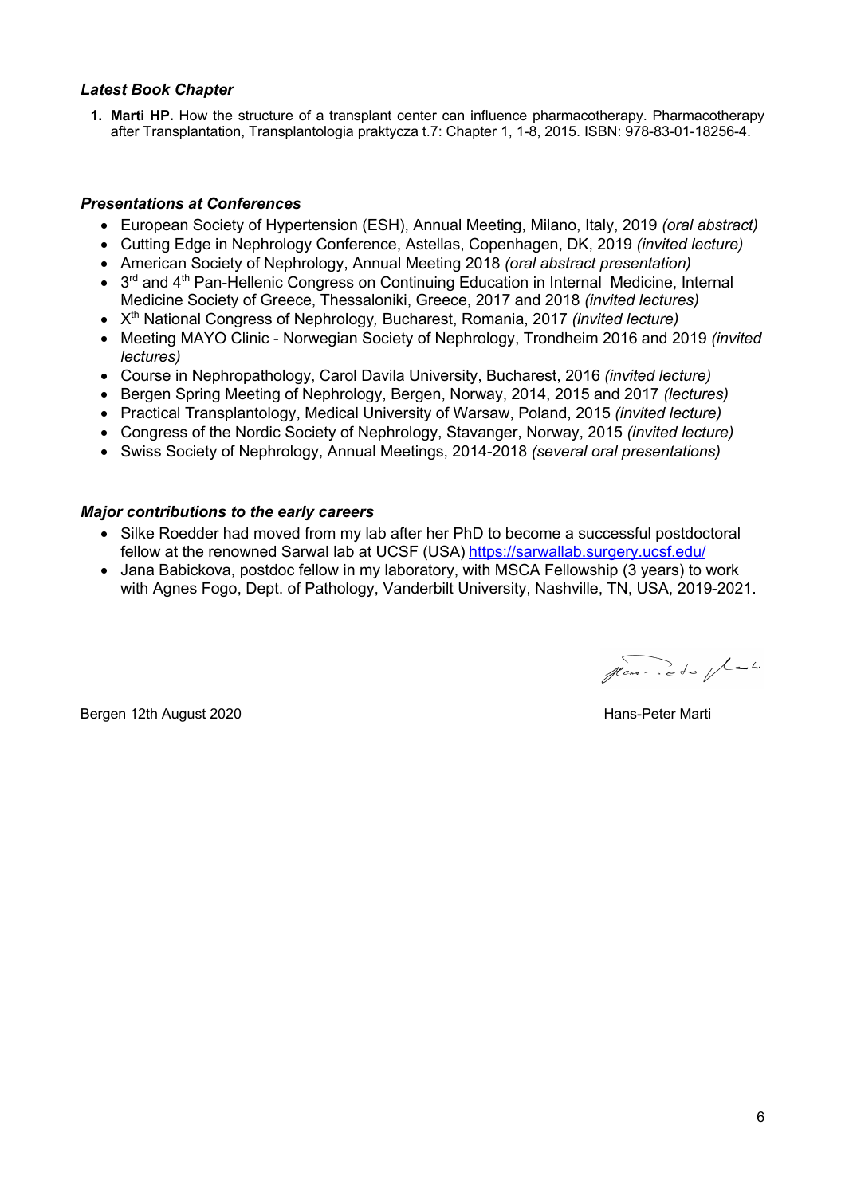### *Latest Book Chapter*

1. **Marti HP.** How the structure of a transplant center can influence pharmacotherapy. Pharmacotherapy after Transplantation, Transplantologia praktycza t.7: Chapter 1, 1-8, 2015. ISBN: 978-83-01-18256-4.

### *Presentations at Conferences*

- European Society of Hypertension (ESH), Annual Meeting, Milano, Italy, 2019 *(oral abstract)*
- Cutting Edge in Nephrology Conference, Astellas, Copenhagen, DK, 2019 *(invited lecture)*
- American Society of Nephrology, Annual Meeting 2018 *(oral abstract presentation)*
- 3rd and 4th Pan-Hellenic Congress on Continuing Education in Internal Medicine, Internal Medicine Society of Greece, Thessaloniki, Greece, 2017 and 2018 *(invited lectures)*
- Xth National Congress of Nephrology, Bucharest, Romania, 2017 *(invited lecture)*
- Meeting MAYO Clinic - Norwegian Society of Nephrology, Trondheim 2016 and 2019 *(invited lectures)*
- Course in Nephropathology, Carol Davila University, Bucharest, 2016 *(invited lecture)*
- Bergen Spring Meeting of Nephrology, Bergen, Norway, 2014, 2015 and 2017 *(lectures)*
- Practical Transplantology, Medical University of Warsaw, Poland, 2015 *(invited lecture)*
- Congress of the Nordic Society of Nephrology, Stavanger, Norway, 2015 *(invited lecture)*
- Swiss Society of Nephrology, Annual Meetings, 2014-2018 *(several oral presentations)*

### *Major contributions to the early careers*

- Silke Roedder had moved from my lab after her PhD to become a successful postdoctoral fellow at the renowned Sarwal lab at UCSF (USA) https://sarwallab.surgery.ucsf.edu/
- Jana Babickova, postdoc fellow in my laboratory, with MSCA Fellowship (3 years) to work with Agnes Fogo, Dept. of Pathology, Vanderbilt University, Nashville, TN, USA, 2019-2021.

Bergen 12th August 2020

Hans-Peter Marti